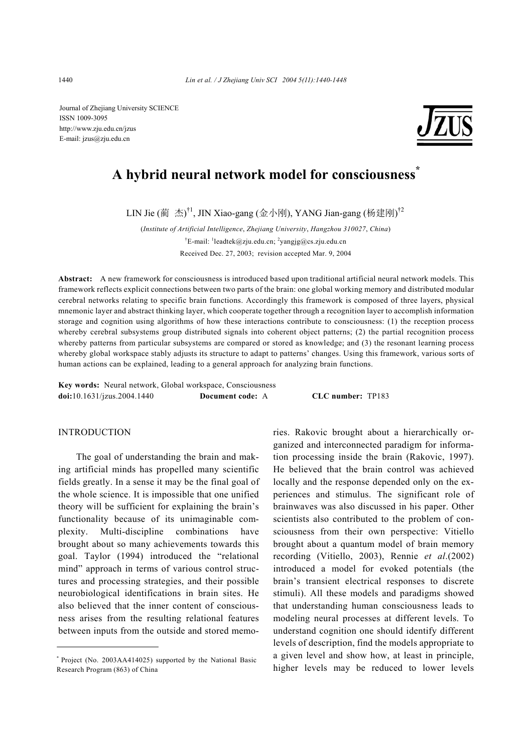Journal of Zhejiang University SCIENCE
ISSN 1009-3095
http://www.zju.edu.cn/jzus
E-mail: jzus@zju.edu.cn

# A hybrid neural network model for consciousness*

LIN Jie (蔺 杰)[†1], JIN Xiao-gang (金小刚), YANG Jian-gang (杨建刚)[†2]

(*Institute of Artificial Intelligence, Zhejiang University, Hangzhou 310027, China*)

[†]E-mail: [1]leadtek@zju.edu.cn; [2]yangjg@cs.zju.edu.cn

Received Dec. 27, 2003; revision accepted Mar. 9, 2004

**Abstract:** A new framework for consciousness is introduced based upon traditional artificial neural network models. This framework reflects explicit connections between two parts of the brain: one global working memory and distributed modular cerebral networks relating to specific brain functions. Accordingly this framework is composed of three layers, physical mnemonic layer and abstract thinking layer, which cooperate together through a recognition layer to accomplish information storage and cognition using algorithms of how these interactions contribute to consciousness: (1) the reception process whereby cerebral subsystems group distributed signals into coherent object patterns; (2) the partial recognition process whereby patterns from particular subsystems are compared or stored as knowledge; and (3) the resonant learning process whereby global workspace stably adjusts its structure to adapt to patterns' changes. Using this framework, various sorts of human actions can be explained, leading to a general approach for analyzing brain functions.

**Key words:** Neural network, Global workspace, Consciousness

**doi:**10.1631/jzus.2004.1440 **Document code:** A **CLC number:** TP183

## INTRODUCTION

The goal of understanding the brain and making artificial minds has propelled many scientific fields greatly. In a sense it may be the final goal of the whole science. It is impossible that one unified theory will be sufficient for explaining the brain's functionality because of its unimaginable complexity. Multi-discipline combinations have brought about so many achievements towards this goal. Taylor (1994) introduced the "relational mind" approach in terms of various control structures and processing strategies, and their possible neurobiological identifications in brain sites. He also believed that the inner content of consciousness arises from the resulting relational features between inputs from the outside and stored memories. Rakovic brought about a hierarchically organized and interconnected paradigm for information processing inside the brain (Rakovic, 1997). He believed that the brain control was achieved locally and the response depended only on the experiences and stimulus. The significant role of brainwaves was also discussed in his paper. Other scientists also contributed to the problem of consciousness from their own perspective: Vitiello brought about a quantum model of brain memory recording (Vitiello, 2003), Rennie *et al*.(2002) introduced a model for evoked potentials (the brain's transient electrical responses to discrete stimuli). All these models and paradigms showed that understanding human consciousness leads to modeling neural processes at different levels. To understand cognition one should identify different levels of description, find the models appropriate to a given level and show how, at least in principle, higher levels may be reduced to lower levels

---

* Project (No. 2003AA414025) supported by the National Basic Research Program (863) of China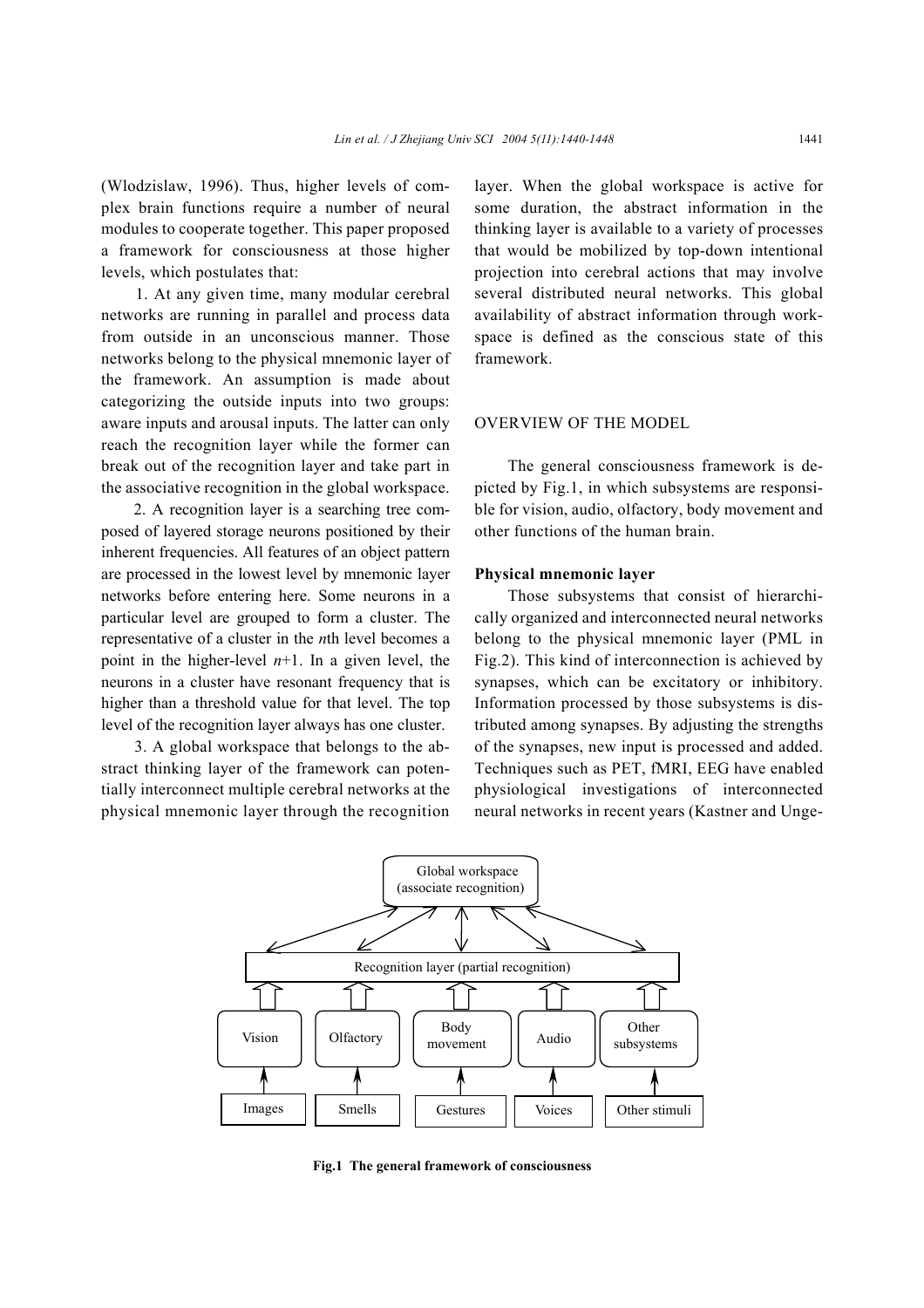(Wlodzislaw, 1996). Thus, higher levels of complex brain functions require a number of neural modules to cooperate together. This paper proposed a framework for consciousness at those higher levels, which postulates that:

1. At any given time, many modular cerebral networks are running in parallel and process data from outside in an unconscious manner. Those networks belong to the physical mnemonic layer of the framework. An assumption is made about categorizing the outside inputs into two groups: aware inputs and arousal inputs. The latter can only reach the recognition layer while the former can break out of the recognition layer and take part in the associative recognition in the global workspace.

2. A recognition layer is a searching tree composed of layered storage neurons positioned by their inherent frequencies. All features of an object pattern are processed in the lowest level by mnemonic layer networks before entering here. Some neurons in a particular level are grouped to form a cluster. The representative of a cluster in the $n$th level becomes a point in the higher-level $n$+1. In a given level, the neurons in a cluster have resonant frequency that is higher than a threshold value for that level. The top level of the recognition layer always has one cluster.

3. A global workspace that belongs to the abstract thinking layer of the framework can potentially interconnect multiple cerebral networks at the physical mnemonic layer through the recognition layer. When the global workspace is active for some duration, the abstract information in the thinking layer is available to a variety of processes that would be mobilized by top-down intentional projection into cerebral actions that may involve several distributed neural networks. This global availability of abstract information through workspace is defined as the conscious state of this framework.

## OVERVIEW OF THE MODEL

The general consciousness framework is depicted by Fig.1, in which subsystems are responsible for vision, audio, olfactory, body movement and other functions of the human brain.

### Physical mnemonic layer

Those subsystems that consist of hierarchically organized and interconnected neural networks belong to the physical mnemonic layer (PML in Fig.2). This kind of interconnection is achieved by synapses, which can be excitatory or inhibitory. Information processed by those subsystems is distributed among synapses. By adjusting the strengths of the synapses, new input is processed and added. Techniques such as PET, fMRI, EEG have enabled physiological investigations of interconnected neural networks in recent years (Kastner and Unge-

Global workspace (associate recognition)

Recognition layer (partial recognition)

Vision | Olfactory | Body movement | Audio | Other subsystems

Images | Smells | Gestures | Voices | Other stimuli

**Fig.1 The general framework of consciousness**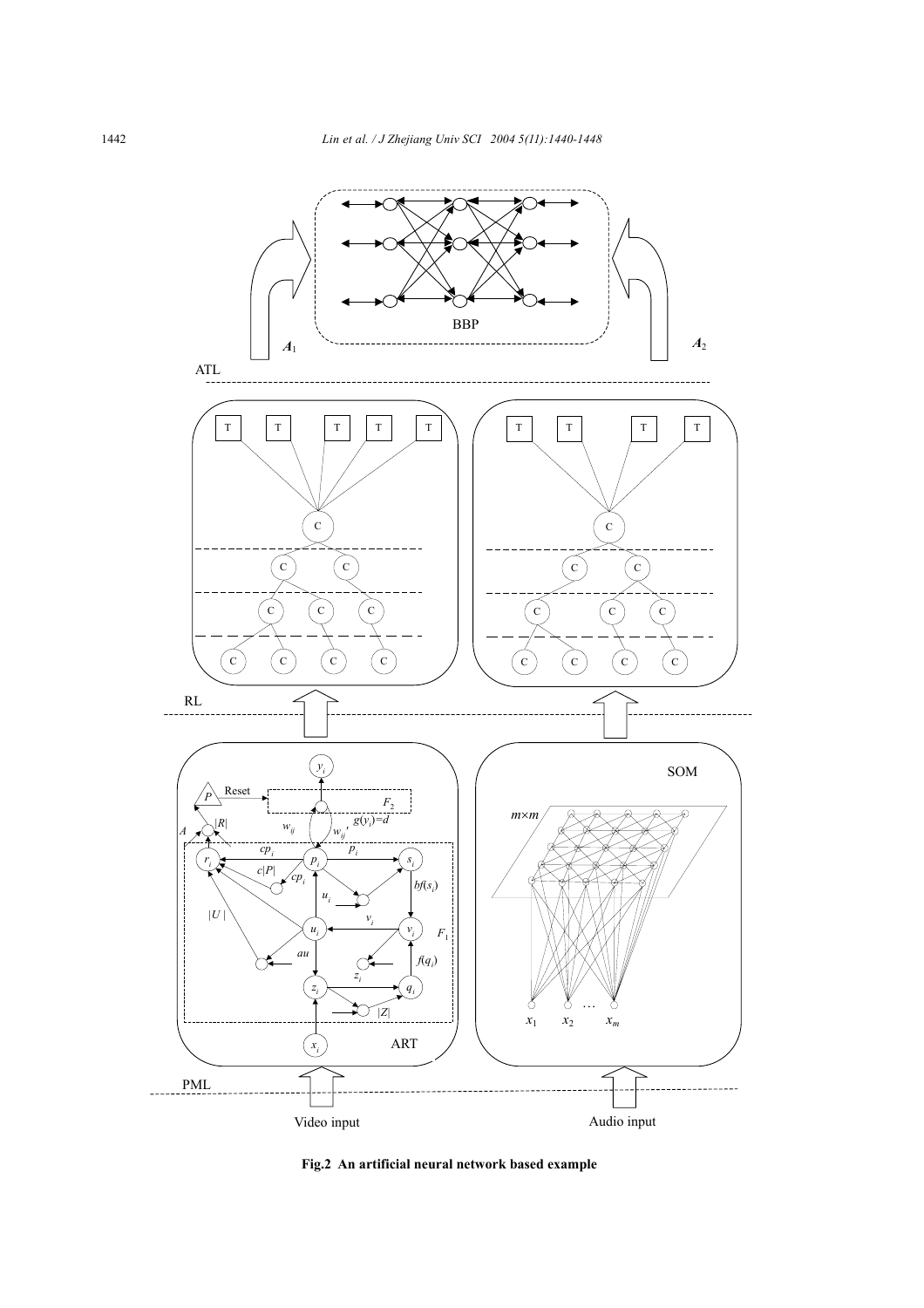**Fig.2 An artificial neural network based example**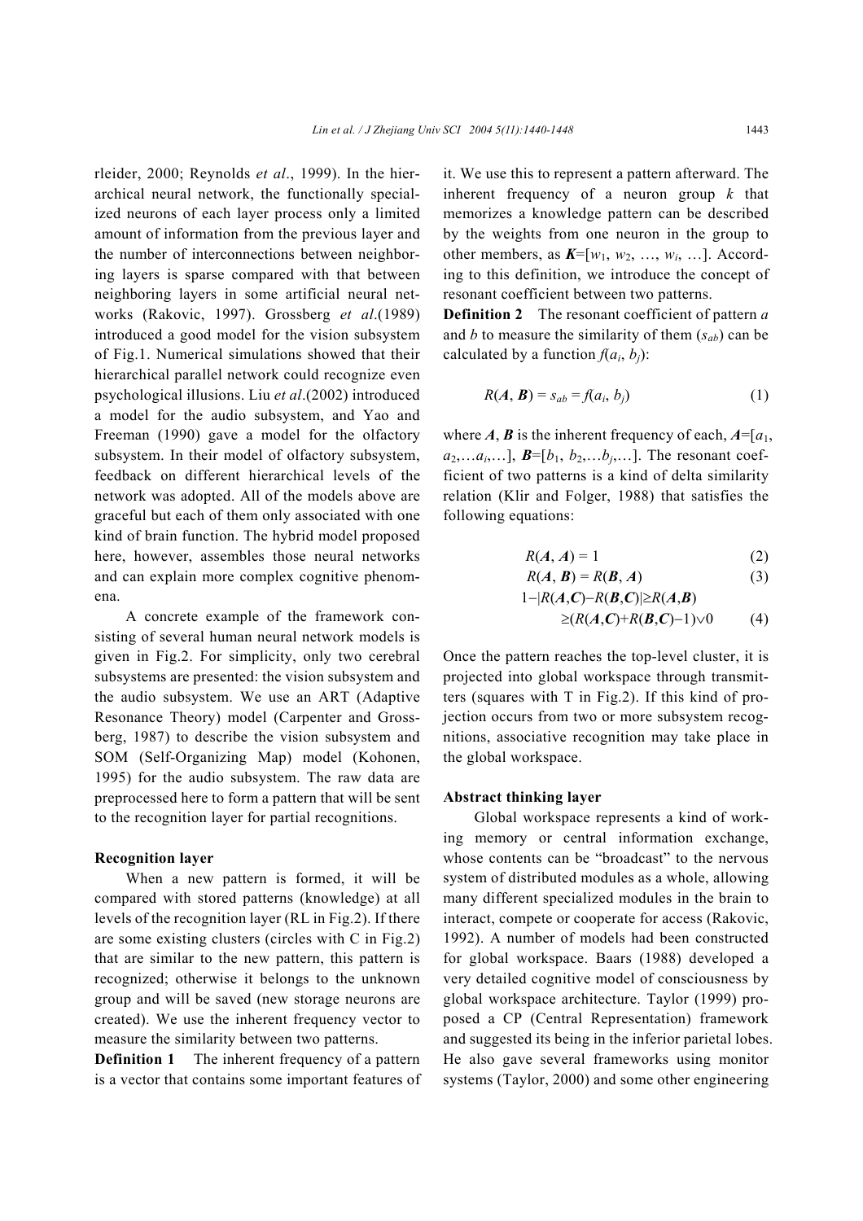rleider, 2000; Reynolds *et al*., 1999). In the hierarchical neural network, the functionally specialized neurons of each layer process only a limited amount of information from the previous layer and the number of interconnections between neighboring layers is sparse compared with that between neighboring layers in some artificial neural networks (Rakovic, 1997). Grossberg *et al*.(1989) introduced a good model for the vision subsystem of Fig.1. Numerical simulations showed that their hierarchical parallel network could recognize even psychological illusions. Liu *et al*.(2002) introduced a model for the audio subsystem, and Yao and Freeman (1990) gave a model for the olfactory subsystem. In their model of olfactory subsystem, feedback on different hierarchical levels of the network was adopted. All of the models above are graceful but each of them only associated with one kind of brain function. The hybrid model proposed here, however, assembles those neural networks and can explain more complex cognitive phenomena.

A concrete example of the framework consisting of several human neural network models is given in Fig.2. For simplicity, only two cerebral subsystems are presented: the vision subsystem and the audio subsystem. We use an ART (Adaptive Resonance Theory) model (Carpenter and Grossberg, 1987) to describe the vision subsystem and SOM (Self-Organizing Map) model (Kohonen, 1995) for the audio subsystem. The raw data are preprocessed here to form a pattern that will be sent to the recognition layer for partial recognitions.

**Recognition layer**

When a new pattern is formed, it will be compared with stored patterns (knowledge) at all levels of the recognition layer (RL in Fig.2). If there are some existing clusters (circles with C in Fig.2) that are similar to the new pattern, this pattern is recognized; otherwise it belongs to the unknown group and will be saved (new storage neurons are created). We use the inherent frequency vector to measure the similarity between two patterns.

**Definition 1** The inherent frequency of a pattern is a vector that contains some important features of it. We use this to represent a pattern afterward. The inherent frequency of a neuron group $k$ that memorizes a knowledge pattern can be described by the weights from one neuron in the group to other members, as $\boldsymbol{K}=[w_1, w_2, \ldots, w_i, \ldots]$. According to this definition, we introduce the concept of resonant coefficient between two patterns.

**Definition 2** The resonant coefficient of pattern $a$ and $b$ to measure the similarity of them ($s_{ab}$) can be calculated by a function $f(a_i, b_j)$:

$$R(\boldsymbol{A}, \boldsymbol{B}) = s_{ab} = f(a_i, b_j) \tag{1}$$

where $\boldsymbol{A}$, $\boldsymbol{B}$ is the inherent frequency of each, $\boldsymbol{A}=[a_1, a_2, \ldots a_i, \ldots]$, $\boldsymbol{B}=[b_1, b_2, \ldots b_j, \ldots]$. The resonant coefficient of two patterns is a kind of delta similarity relation (Klir and Folger, 1988) that satisfies the following equations:

$$R(\boldsymbol{A}, \boldsymbol{A}) = 1 \tag{2}$$

$$R(\boldsymbol{A}, \boldsymbol{B}) = R(\boldsymbol{B}, \boldsymbol{A}) \tag{3}$$

$$1-|R(\boldsymbol{A},\boldsymbol{C})-R(\boldsymbol{B},\boldsymbol{C})| \geq R(\boldsymbol{A},\boldsymbol{B}) \geq (R(\boldsymbol{A},\boldsymbol{C})+R(\boldsymbol{B},\boldsymbol{C})-1) \vee 0 \tag{4}$$

Once the pattern reaches the top-level cluster, it is projected into global workspace through transmitters (squares with T in Fig.2). If this kind of projection occurs from two or more subsystem recognitions, associative recognition may take place in the global workspace.

**Abstract thinking layer**

Global workspace represents a kind of working memory or central information exchange, whose contents can be "broadcast" to the nervous system of distributed modules as a whole, allowing many different specialized modules in the brain to interact, compete or cooperate for access (Rakovic, 1992). A number of models had been constructed for global workspace. Baars (1988) developed a very detailed cognitive model of consciousness by global workspace architecture. Taylor (1999) proposed a CP (Central Representation) framework and suggested its being in the inferior parietal lobes. He also gave several frameworks using monitor systems (Taylor, 2000) and some other engineering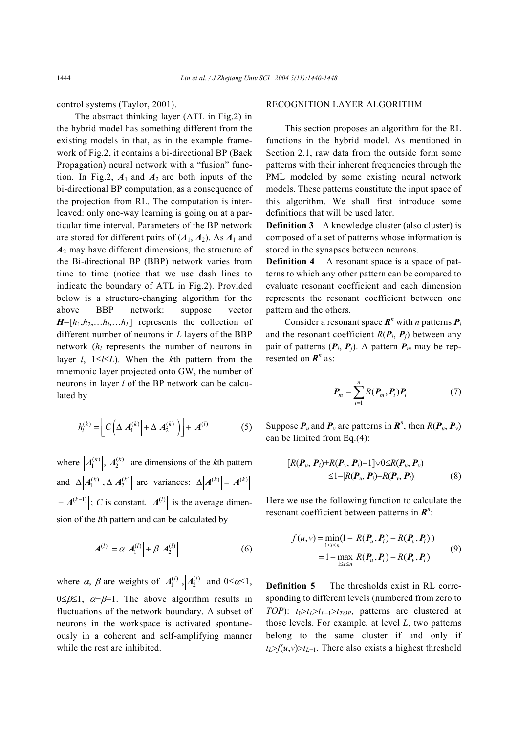control systems (Taylor, 2001).

The abstract thinking layer (ATL in Fig.2) in the hybrid model has something different from the existing models in that, as in the example framework of Fig.2, it contains a bi-directional BP (Back Propagation) neural network with a "fusion" function. In Fig.2, $\boldsymbol{A}_1$ and $\boldsymbol{A}_2$ are both inputs of the bi-directional BP computation, as a consequence of the projection from RL. The computation is interleaved: only one-way learning is going on at a particular time interval. Parameters of the BP network are stored for different pairs of ($\boldsymbol{A}_1$, $\boldsymbol{A}_2$). As $\boldsymbol{A}_1$ and $\boldsymbol{A}_2$ may have different dimensions, the structure of the Bi-directional BP (BBP) network varies from time to time (notice that we use dash lines to indicate the boundary of ATL in Fig.2). Provided below is a structure-changing algorithm for the above BBP network: suppose vector $\boldsymbol{H}=[h_1,h_2,\ldots h_l,\ldots h_L]$ represents the collection of different number of neurons in $L$ layers of the BBP network ($h_l$ represents the number of neurons in layer $l$, $1\le l\le L$). When the $k$th pattern from the mnemonic layer projected onto GW, the number of neurons in layer $l$ of the BP network can be calculated by

$$h_l^{(k)} = \left\lfloor C\left(\Delta\left|\boldsymbol{A}_1^{(k)}\right| + \Delta\left|\boldsymbol{A}_2^{(k)}\right|\right)\right\rfloor + \left|\boldsymbol{A}^{(l)}\right| \tag{5}$$

where $\left|\boldsymbol{A}_1^{(k)}\right|, \left|\boldsymbol{A}_2^{(k)}\right|$ are dimensions of the $k$th pattern and $\Delta\left|\boldsymbol{A}_1^{(k)}\right|, \Delta\left|\boldsymbol{A}_2^{(k)}\right|$ are variances: $\Delta\left|\boldsymbol{A}^{(k)}\right| = \left|\boldsymbol{A}^{(k)}\right| - \left|\boldsymbol{A}^{(k-1)}\right|$; $C$ is constant. $\left|\boldsymbol{A}^{(l)}\right|$ is the average dimension of the $l$th pattern and can be calculated by

$$\left|\boldsymbol{A}^{(l)}\right| = \alpha\left|\boldsymbol{A}_1^{(l)}\right| + \beta\left|\boldsymbol{A}_2^{(l)}\right| \tag{6}$$

where $\alpha$, $\beta$ are weights of $\left|\boldsymbol{A}_1^{(l)}\right|, \left|\boldsymbol{A}_2^{(l)}\right|$ and $0\le\alpha\le1$, $0\le\beta\le1$, $\alpha+\beta=1$. The above algorithm results in fluctuations of the network boundary. A subset of neurons in the workspace is activated spontaneously in a coherent and self-amplifying manner while the rest are inhibited.

## RECOGNITION LAYER ALGORITHM

This section proposes an algorithm for the RL functions in the hybrid model. As mentioned in Section 2.1, raw data from the outside form some patterns with their inherent frequencies through the PML modeled by some existing neural network models. These patterns constitute the input space of this algorithm. We shall first introduce some definitions that will be used later.

**Definition 3** A knowledge cluster (also cluster) is composed of a set of patterns whose information is stored in the synapses between neurons.

**Definition 4** A resonant space is a space of patterns to which any other pattern can be compared to evaluate resonant coefficient and each dimension represents the resonant coefficient between one pattern and the others.

Consider a resonant space $\boldsymbol{R}^n$ with $n$ patterns $\boldsymbol{P}_i$ and the resonant coefficient $R(\boldsymbol{P}_i, \boldsymbol{P}_j)$ between any pair of patterns ($\boldsymbol{P}_i$, $\boldsymbol{P}_j$). A pattern $\boldsymbol{P}_m$ may be represented on $\boldsymbol{R}^n$ as:

$$\boldsymbol{P}_m = \sum_{i=1}^{n} R(\boldsymbol{P}_m, \boldsymbol{P}_i)\boldsymbol{P}_i \tag{7}$$

Suppose $\boldsymbol{P}_u$ and $\boldsymbol{P}_v$ are patterns in $\boldsymbol{R}^n$, then $R(\boldsymbol{P}_u, \boldsymbol{P}_v)$ can be limited from Eq.(4):

$$\begin{aligned}[R(\boldsymbol{P}_u, \boldsymbol{P}_i)+R(\boldsymbol{P}_v, \boldsymbol{P}_i)-1]\vee 0 &\le R(\boldsymbol{P}_u, \boldsymbol{P}_v) \\ &\le 1-|R(\boldsymbol{P}_u, \boldsymbol{P}_i)-R(\boldsymbol{P}_v, \boldsymbol{P}_i)|\end{aligned} \tag{8}$$

Here we use the following function to calculate the resonant coefficient between patterns in $\boldsymbol{R}^n$:

$$\begin{aligned} f(u,v) &= \min_{1\le i\le n}(1-\left|R(\boldsymbol{P}_u,\boldsymbol{P}_i)-R(\boldsymbol{P}_v,\boldsymbol{P}_i)\right|) \\ &= 1-\max_{1\le i\le n}\left|R(\boldsymbol{P}_u,\boldsymbol{P}_i)-R(\boldsymbol{P}_v,\boldsymbol{P}_i)\right| \end{aligned} \tag{9}$$

**Definition 5** The thresholds exist in RL corresponding to different levels (numbered from zero to $TOP$): $t_0>t_L>t_{L+1}>t_{TOP}$, patterns are clustered at those levels. For example, at level $L$, two patterns belong to the same cluster if and only if $t_L>f(u,v)>t_{L+1}$. There also exists a highest threshold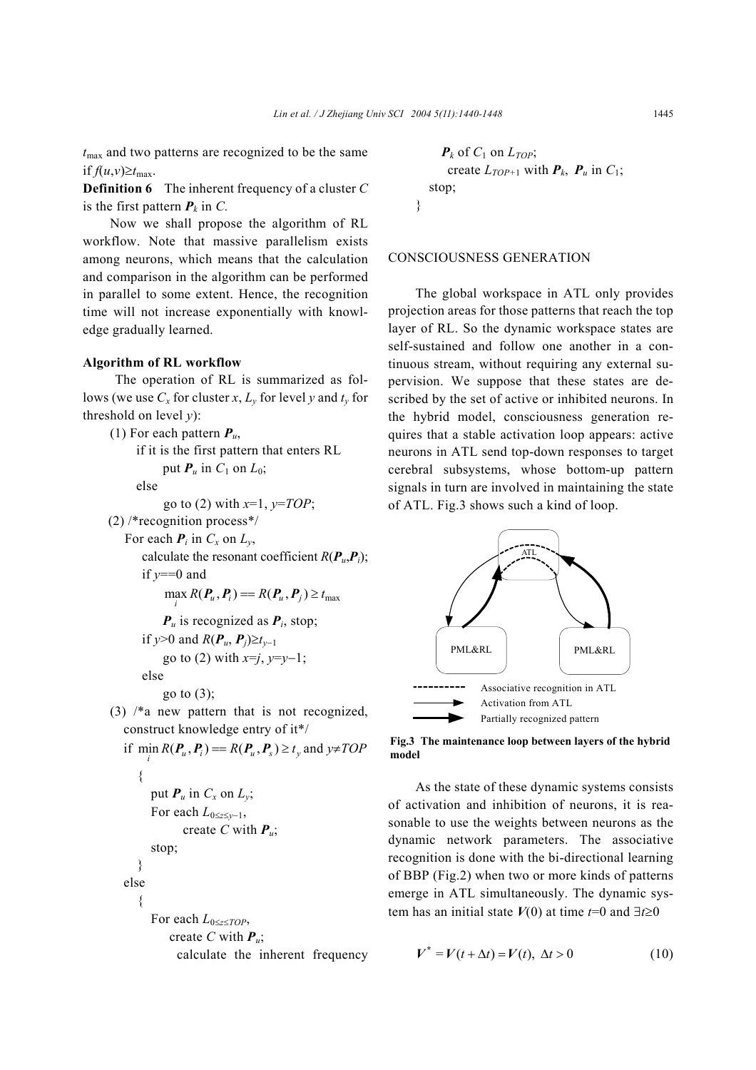$t_{max}$ and two patterns are recognized to be the same if $f(u,v) \geq t_{max}$.

**Definition 6** The inherent frequency of a cluster $C$ is the first pattern $\boldsymbol{P}_k$ in $C$.

Now we shall propose the algorithm of RL workflow. Note that massive parallelism exists among neurons, which means that the calculation and comparison in the algorithm can be performed in parallel to some extent. Hence, the recognition time will not increase exponentially with knowledge gradually learned.

**Algorithm of RL workflow**

The operation of RL is summarized as follows (we use $C_x$ for cluster $x$, $L_y$ for level $y$ and $t_y$ for threshold on level $y$):

(1) For each pattern $\boldsymbol{P}_u$,
  if it is the first pattern that enters RL
    put $\boldsymbol{P}_u$ in $C_1$ on $L_0$;
  else
    go to (2) with $x$=1, $y$=$TOP$;

(2) /\*recognition process\*/
  For each $\boldsymbol{P}_i$ in $C_x$ on $L_y$,
    calculate the resonant coefficient $R(\boldsymbol{P}_u,\boldsymbol{P}_i)$;
    if $y$==0 and
      $\max_i R(\boldsymbol{P}_u, \boldsymbol{P}_i) == R(\boldsymbol{P}_u, \boldsymbol{P}_j) \geq t_{max}$
      $\boldsymbol{P}_u$ is recognized as $\boldsymbol{P}_i$, stop;
    if $y$>0 and $R(\boldsymbol{P}_u, \boldsymbol{P}_j) \geq t_{y-1}$
      go to (2) with $x$=$j$, $y$=$y-1$;
    else
      go to (3);

(3) /\*a new pattern that is not recognized, construct knowledge entry of it\*/
  if $\min_i R(\boldsymbol{P}_u, \boldsymbol{P}_i) == R(\boldsymbol{P}_u, \boldsymbol{P}_s) \geq t_y$ and $y \neq TOP$
  {
    put $\boldsymbol{P}_u$ in $C_x$ on $L_y$;
    For each $L_{0\leq z\leq y-1}$,
      create $C$ with $\boldsymbol{P}_u$;
    stop;
  }
  else
  {
    For each $L_{0\leq z\leq TOP}$,
      create $C$ with $\boldsymbol{P}_u$;
      calculate the inherent frequency $\boldsymbol{P}_k$ of $C_1$ on $L_{TOP}$;
      create $L_{TOP+1}$ with $\boldsymbol{P}_k$, $\boldsymbol{P}_u$ in $C_1$;
    stop;
  }

## CONSCIOUSNESS GENERATION

The global workspace in ATL only provides projection areas for those patterns that reach the top layer of RL. So the dynamic workspace states are self-sustained and follow one another in a continuous stream, without requiring any external supervision. We suppose that these states are described by the set of active or inhibited neurons. In the hybrid model, consciousness generation requires that a stable activation loop appears: active neurons in ATL send top-down responses to target cerebral subsystems, whose bottom-up pattern signals in turn are involved in maintaining the state of ATL. Fig.3 shows such a kind of loop.

**Fig.3 The maintenance loop between layers of the hybrid model**

As the state of these dynamic systems consists of activation and inhibition of neurons, it is reasonable to use the weights between neurons as the dynamic network parameters. The associative recognition is done with the bi-directional learning of BBP (Fig.2) when two or more kinds of patterns emerge in ATL simultaneously. The dynamic system has an initial state $\boldsymbol{V}(0)$ at time $t$=0 and $\exists t \geq 0$

$$\boldsymbol{V}^* = \boldsymbol{V}(t + \Delta t) = \boldsymbol{V}(t),\ \Delta t > 0 \tag{10}$$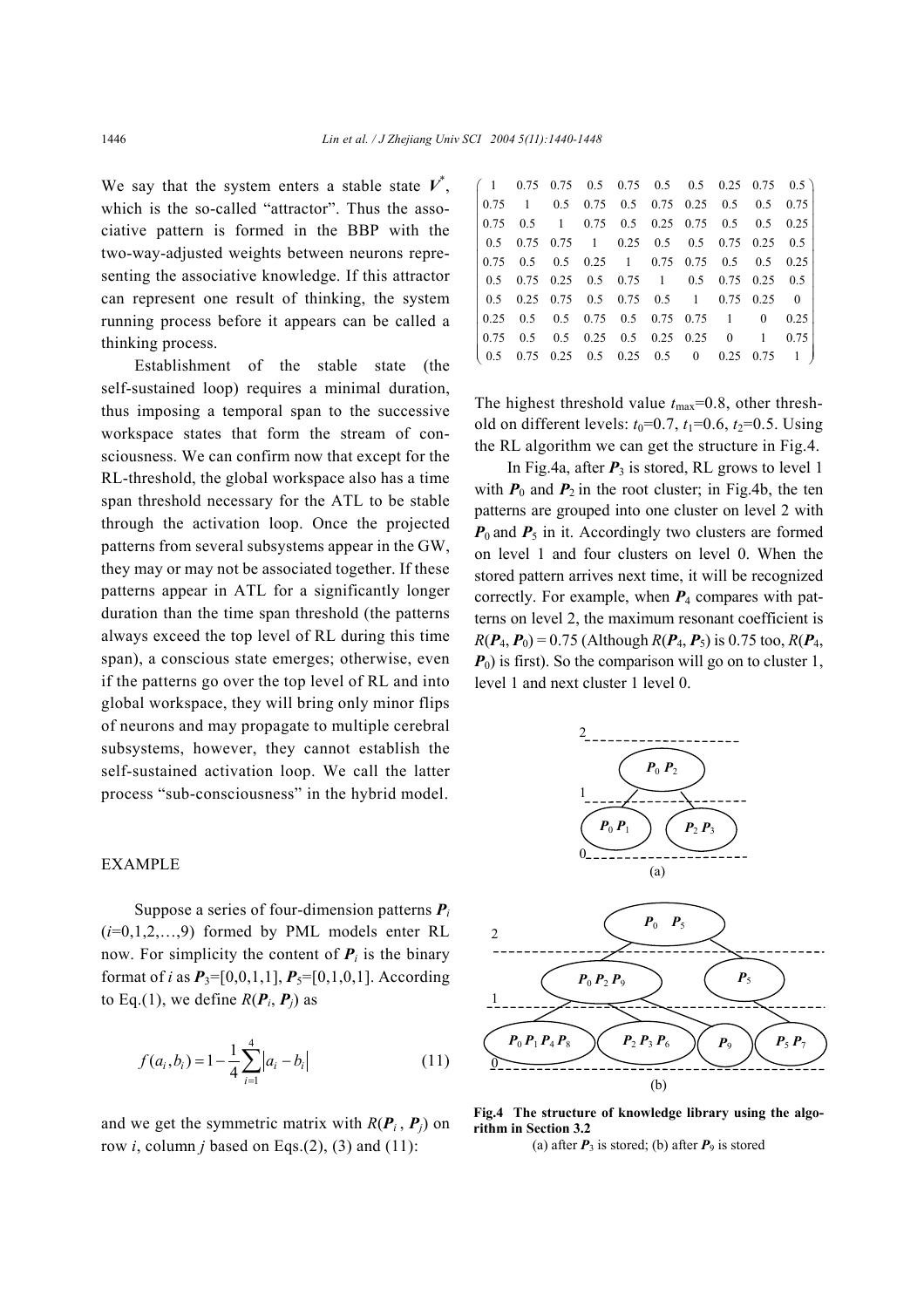We say that the system enters a stable state $\boldsymbol{V}^*$, which is the so-called "attractor". Thus the associative pattern is formed in the BBP with the two-way-adjusted weights between neurons representing the associative knowledge. If this attractor can represent one result of thinking, the system running process before it appears can be called a thinking process.

Establishment of the stable state (the self-sustained loop) requires a minimal duration, thus imposing a temporal span to the successive workspace states that form the stream of consciousness. We can confirm now that except for the RL-threshold, the global workspace also has a time span threshold necessary for the ATL to be stable through the activation loop. Once the projected patterns from several subsystems appear in the GW, they may or may not be associated together. If these patterns appear in ATL for a significantly longer duration than the time span threshold (the patterns always exceed the top level of RL during this time span), a conscious state emerges; otherwise, even if the patterns go over the top level of RL and into global workspace, they will bring only minor flips of neurons and may propagate to multiple cerebral subsystems, however, they cannot establish the self-sustained activation loop. We call the latter process "sub-consciousness" in the hybrid model.

## EXAMPLE

Suppose a series of four-dimension patterns $\boldsymbol{P}_i$ ($i$=0,1,2,…,9) formed by PML models enter RL now. For simplicity the content of $\boldsymbol{P}_i$ is the binary format of $i$ as $\boldsymbol{P}_3$=[0,0,1,1], $\boldsymbol{P}_5$=[0,1,0,1]. According to Eq.(1), we define $R(\boldsymbol{P}_i, \boldsymbol{P}_j)$ as

$$f(a_i, b_i) = 1 - \frac{1}{4}\sum_{i=1}^{4}\left|a_i - b_i\right| \tag{11}$$

and we get the symmetric matrix with $R(\boldsymbol{P}_i, \boldsymbol{P}_j)$ on row $i$, column $j$ based on Eqs.(2), (3) and (11):

$$\begin{pmatrix}
1 & 0.75 & 0.75 & 0.5 & 0.75 & 0.5 & 0.5 & 0.25 & 0.75 & 0.5 \\
0.75 & 1 & 0.5 & 0.75 & 0.5 & 0.75 & 0.25 & 0.5 & 0.5 & 0.75 \\
0.75 & 0.5 & 1 & 0.75 & 0.5 & 0.25 & 0.75 & 0.5 & 0.5 & 0.25 \\
0.5 & 0.75 & 0.75 & 1 & 0.25 & 0.5 & 0.5 & 0.75 & 0.25 & 0.5 \\
0.75 & 0.5 & 0.5 & 0.25 & 1 & 0.75 & 0.75 & 0.5 & 0.5 & 0.25 \\
0.5 & 0.75 & 0.25 & 0.5 & 0.75 & 1 & 0.5 & 0.75 & 0.25 & 0.5 \\
0.5 & 0.25 & 0.75 & 0.5 & 0.75 & 0.5 & 1 & 0.75 & 0.25 & 0 \\
0.25 & 0.5 & 0.5 & 0.75 & 0.5 & 0.75 & 0.75 & 1 & 0 & 0.25 \\
0.75 & 0.5 & 0.5 & 0.25 & 0.5 & 0.25 & 0.25 & 0 & 1 & 0.75 \\
0.5 & 0.75 & 0.25 & 0.5 & 0.25 & 0.5 & 0 & 0.25 & 0.75 & 1
\end{pmatrix}$$

The highest threshold value $t_{max}$=0.8, other threshold on different levels: $t_0$=0.7, $t_1$=0.6, $t_2$=0.5. Using the RL algorithm we can get the structure in Fig.4.

In Fig.4a, after $\boldsymbol{P}_3$ is stored, RL grows to level 1 with $\boldsymbol{P}_0$ and $\boldsymbol{P}_2$ in the root cluster; in Fig.4b, the ten patterns are grouped into one cluster on level 2 with $\boldsymbol{P}_0$ and $\boldsymbol{P}_5$ in it. Accordingly two clusters are formed on level 1 and four clusters on level 0. When the stored pattern arrives next time, it will be recognized correctly. For example, when $\boldsymbol{P}_4$ compares with patterns on level 2, the maximum resonant coefficient is $R(\boldsymbol{P}_4, \boldsymbol{P}_0)$ = 0.75 (Although $R(\boldsymbol{P}_4, \boldsymbol{P}_5)$ is 0.75 too, $R(\boldsymbol{P}_4, \boldsymbol{P}_0)$ is first). So the comparison will go on to cluster 1, level 1 and next cluster 1 level 0.

**Fig.4 The structure of knowledge library using the algorithm in Section 3.2**

(a) after $\boldsymbol{P}_3$ is stored; (b) after $\boldsymbol{P}_9$ is stored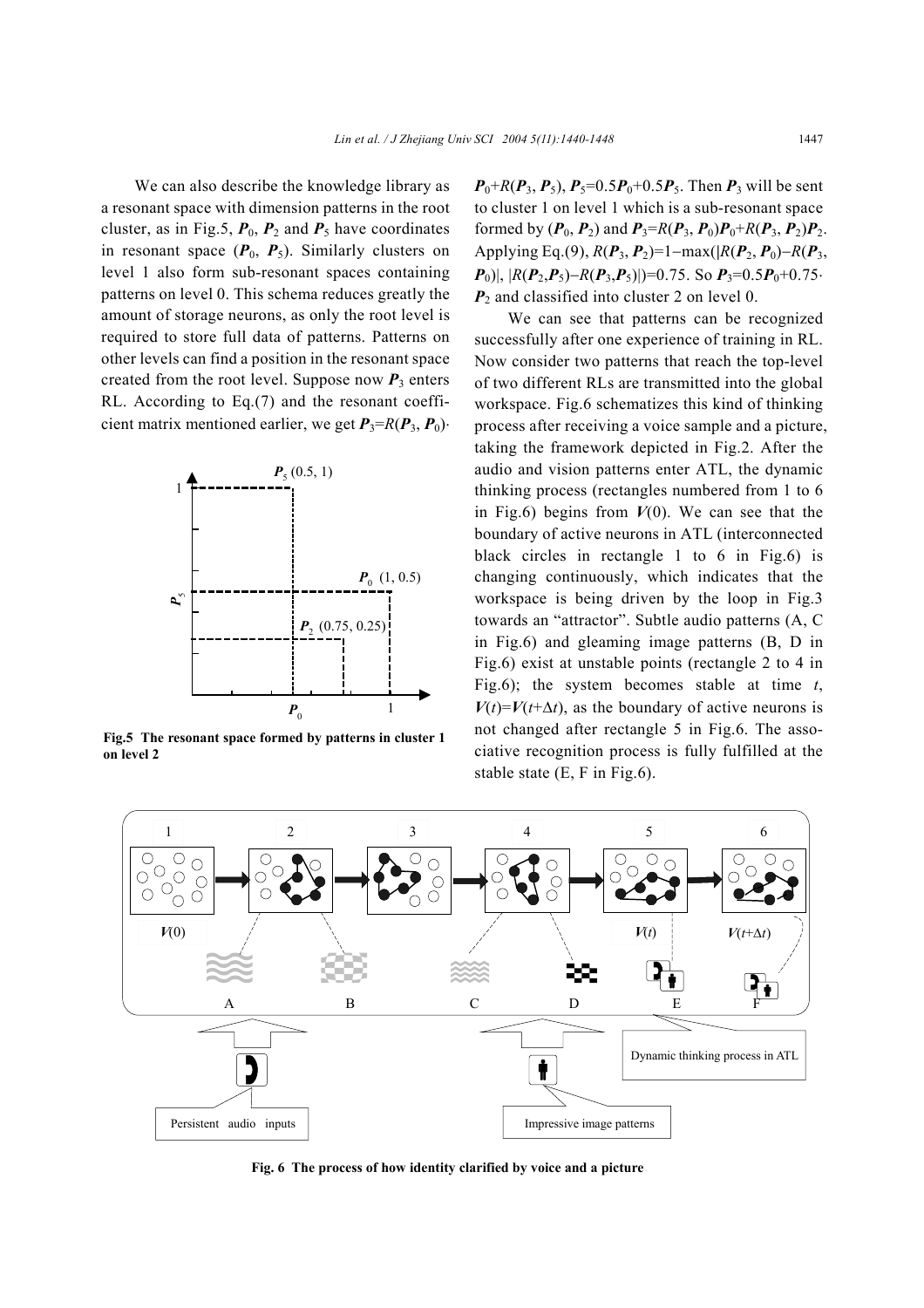We can also describe the knowledge library as a resonant space with dimension patterns in the root cluster, as in Fig.5, $\boldsymbol{P}_0$, $\boldsymbol{P}_2$ and $\boldsymbol{P}_5$ have coordinates in resonant space ($\boldsymbol{P}_0$, $\boldsymbol{P}_5$). Similarly clusters on level 1 also form sub-resonant spaces containing patterns on level 0. This schema reduces greatly the amount of storage neurons, as only the root level is required to store full data of patterns. Patterns on other levels can find a position in the resonant space created from the root level. Suppose now $\boldsymbol{P}_3$ enters RL. According to Eq.(7) and the resonant coefficient matrix mentioned earlier, we get $\boldsymbol{P}_3=R(\boldsymbol{P}_3, \boldsymbol{P}_0)\cdot\boldsymbol{P}_0+R(\boldsymbol{P}_3, \boldsymbol{P}_5)$, $\boldsymbol{P}_5=0.5\boldsymbol{P}_0+0.5\boldsymbol{P}_5$. Then $\boldsymbol{P}_3$ will be sent to cluster 1 on level 1 which is a sub-resonant space formed by ($\boldsymbol{P}_0$, $\boldsymbol{P}_2$) and $\boldsymbol{P}_3=R(\boldsymbol{P}_3, \boldsymbol{P}_0)\boldsymbol{P}_0+R(\boldsymbol{P}_3, \boldsymbol{P}_2)\boldsymbol{P}_2$. Applying Eq.(9), $R(\boldsymbol{P}_3, \boldsymbol{P}_2)=1-\max(|R(\boldsymbol{P}_2, \boldsymbol{P}_0)-R(\boldsymbol{P}_3, \boldsymbol{P}_0)|, |R(\boldsymbol{P}_2,\boldsymbol{P}_5)-R(\boldsymbol{P}_3,\boldsymbol{P}_5)|)=0.75$. So $\boldsymbol{P}_3=0.5\boldsymbol{P}_0+0.75\cdot\boldsymbol{P}_2$ and classified into cluster 2 on level 0.

**Fig.5 The resonant space formed by patterns in cluster 1 on level 2**

We can see that patterns can be recognized successfully after one experience of training in RL. Now consider two patterns that reach the top-level of two different RLs are transmitted into the global workspace. Fig.6 schematizes this kind of thinking process after receiving a voice sample and a picture, taking the framework depicted in Fig.2. After the audio and vision patterns enter ATL, the dynamic thinking process (rectangles numbered from 1 to 6 in Fig.6) begins from $\boldsymbol{V}(0)$. We can see that the boundary of active neurons in ATL (interconnected black circles in rectangle 1 to 6 in Fig.6) is changing continuously, which indicates that the workspace is being driven by the loop in Fig.3 towards an "attractor". Subtle audio patterns (A, C in Fig.6) and gleaming image patterns (B, D in Fig.6) exist at unstable points (rectangle 2 to 4 in Fig.6); the system becomes stable at time $t$, $\boldsymbol{V}(t)=\boldsymbol{V}(t+\Delta t)$, as the boundary of active neurons is not changed after rectangle 5 in Fig.6. The associative recognition process is fully fulfilled at the stable state (E, F in Fig.6).

**Fig. 6 The process of how identity clarified by voice and a picture**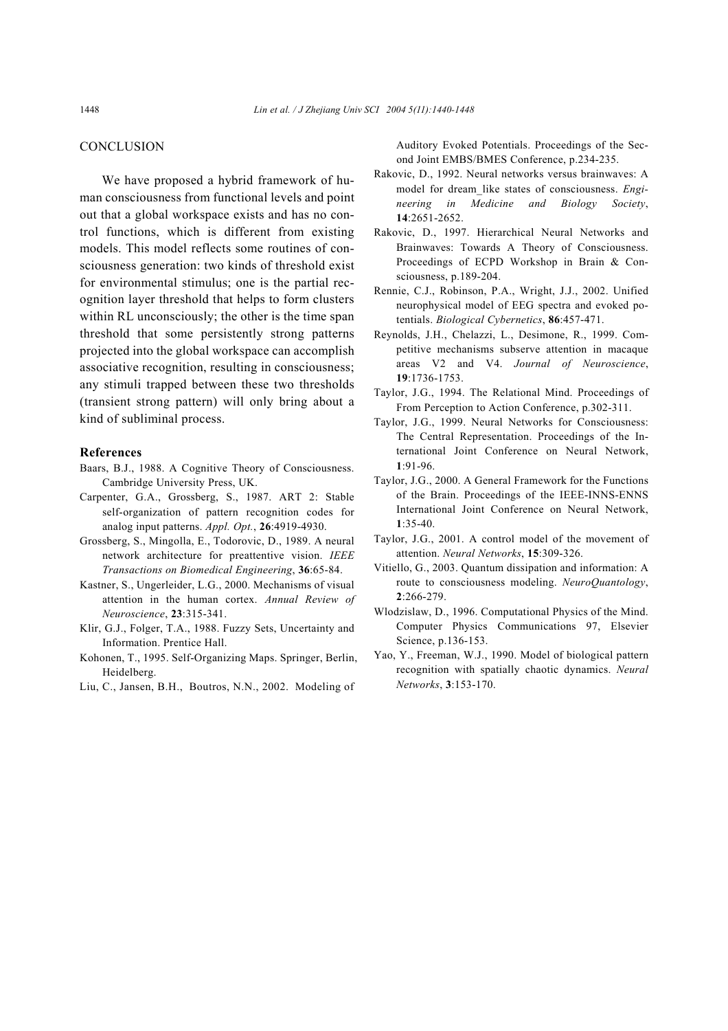## CONCLUSION

We have proposed a hybrid framework of human consciousness from functional levels and point out that a global workspace exists and has no control functions, which is different from existing models. This model reflects some routines of consciousness generation: two kinds of threshold exist for environmental stimulus; one is the partial recognition layer threshold that helps to form clusters within RL unconsciously; the other is the time span threshold that some persistently strong patterns projected into the global workspace can accomplish associative recognition, resulting in consciousness; any stimuli trapped between these two thresholds (transient strong pattern) will only bring about a kind of subliminal process.

### References

Baars, B.J., 1988. A Cognitive Theory of Consciousness. Cambridge University Press, UK.

Carpenter, G.A., Grossberg, S., 1987. ART 2: Stable self-organization of pattern recognition codes for analog input patterns. *Appl. Opt.*, **26**:4919-4930.

Grossberg, S., Mingolla, E., Todorovic, D., 1989. A neural network architecture for preattentive vision. *IEEE Transactions on Biomedical Engineering*, **36**:65-84.

Kastner, S., Ungerleider, L.G., 2000. Mechanisms of visual attention in the human cortex. *Annual Review of Neuroscience*, **23**:315-341.

Klir, G.J., Folger, T.A., 1988. Fuzzy Sets, Uncertainty and Information. Prentice Hall.

Kohonen, T., 1995. Self-Organizing Maps. Springer, Berlin, Heidelberg.

Liu, C., Jansen, B.H., Boutros, N.N., 2002. Modeling of Auditory Evoked Potentials. Proceedings of the Second Joint EMBS/BMES Conference, p.234-235.

Rakovic, D., 1992. Neural networks versus brainwaves: A model for dream_like states of consciousness. *Engineering in Medicine and Biology Society*, **14**:2651-2652.

Rakovic, D., 1997. Hierarchical Neural Networks and Brainwaves: Towards A Theory of Consciousness. Proceedings of ECPD Workshop in Brain & Consciousness, p.189-204.

Rennie, C.J., Robinson, P.A., Wright, J.J., 2002. Unified neurophysical model of EEG spectra and evoked potentials. *Biological Cybernetics*, **86**:457-471.

Reynolds, J.H., Chelazzi, L., Desimone, R., 1999. Competitive mechanisms subserve attention in macaque areas V2 and V4. *Journal of Neuroscience*, **19**:1736-1753.

Taylor, J.G., 1994. The Relational Mind. Proceedings of From Perception to Action Conference, p.302-311.

Taylor, J.G., 1999. Neural Networks for Consciousness: The Central Representation. Proceedings of the International Joint Conference on Neural Network, **1**:91-96.

Taylor, J.G., 2000. A General Framework for the Functions of the Brain. Proceedings of the IEEE-INNS-ENNS International Joint Conference on Neural Network, **1**:35-40.

Taylor, J.G., 2001. A control model of the movement of attention. *Neural Networks*, **15**:309-326.

Vitiello, G., 2003. Quantum dissipation and information: A route to consciousness modeling. *NeuroQuantology*, **2**:266-279.

Wlodzislaw, D., 1996. Computational Physics of the Mind. Computer Physics Communications 97, Elsevier Science, p.136-153.

Yao, Y., Freeman, W.J., 1990. Model of biological pattern recognition with spatially chaotic dynamics. *Neural Networks*, **3**:153-170.